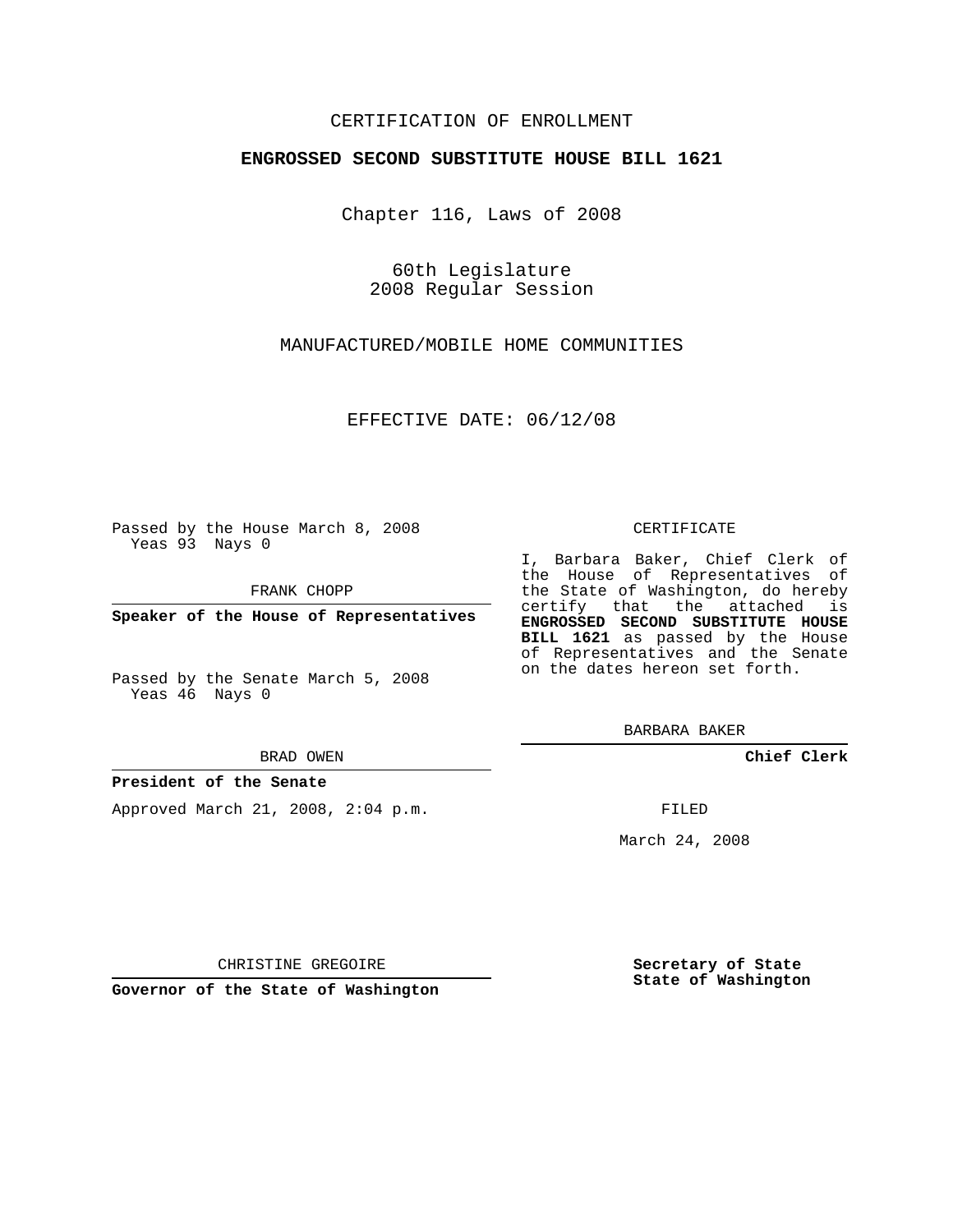CERTIFICATION OF ENROLLMENT

**ENGROSSED SECOND SUBSTITUTE HOUSE BILL 1621**

Chapter 116, Laws of 2008

60th Legislature
2008 Regular Session

MANUFACTURED/MOBILE HOME COMMUNITIES

EFFECTIVE DATE: 06/12/08

Passed by the House March 8, 2008
Yeas 93 Nays 0

FRANK CHOPP

**Speaker of the House of Representatives**

Passed by the Senate March 5, 2008
Yeas 46 Nays 0

BRAD OWEN

**President of the Senate**

Approved March 21, 2008, 2:04 p.m.

CHRISTINE GREGOIRE

**Governor of the State of Washington**

CERTIFICATE

I, Barbara Baker, Chief Clerk of the House of Representatives of the State of Washington, do hereby certify that the attached is **ENGROSSED SECOND SUBSTITUTE HOUSE BILL 1621** as passed by the House of Representatives and the Senate on the dates hereon set forth.

BARBARA BAKER

**Chief Clerk**

FILED

March 24, 2008

**Secretary of State**
**State of Washington**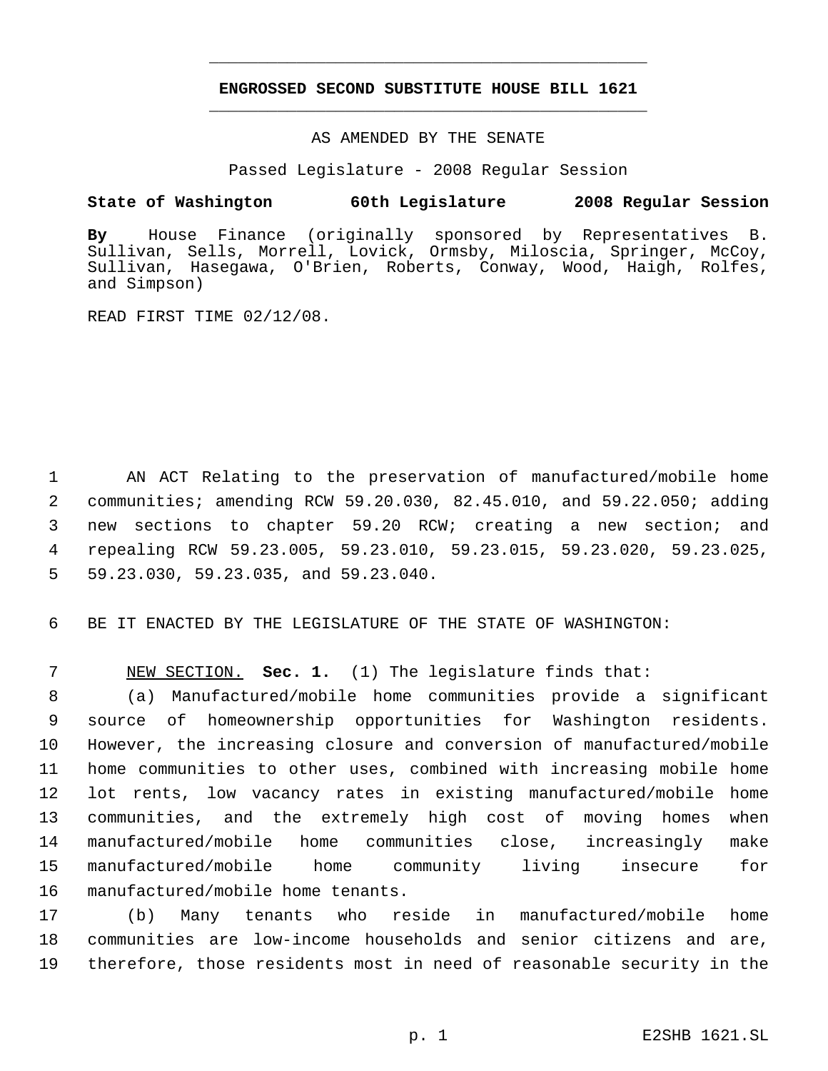# ENGROSSED SECOND SUBSTITUTE HOUSE BILL 1621

AS AMENDED BY THE SENATE

Passed Legislature - 2008 Regular Session

**State of Washington 60th Legislature 2008 Regular Session**

**By** House Finance (originally sponsored by Representatives B. Sullivan, Sells, Morrell, Lovick, Ormsby, Miloscia, Springer, McCoy, Sullivan, Hasegawa, O'Brien, Roberts, Conway, Wood, Haigh, Rolfes, and Simpson)

READ FIRST TIME 02/12/08.

AN ACT Relating to the preservation of manufactured/mobile home communities; amending RCW 59.20.030, 82.45.010, and 59.22.050; adding new sections to chapter 59.20 RCW; creating a new section; and repealing RCW 59.23.005, 59.23.010, 59.23.015, 59.23.020, 59.23.025, 59.23.030, 59.23.035, and 59.23.040.

BE IT ENACTED BY THE LEGISLATURE OF THE STATE OF WASHINGTON:

NEW SECTION. **Sec. 1.** (1) The legislature finds that:

(a) Manufactured/mobile home communities provide a significant source of homeownership opportunities for Washington residents. However, the increasing closure and conversion of manufactured/mobile home communities to other uses, combined with increasing mobile home lot rents, low vacancy rates in existing manufactured/mobile home communities, and the extremely high cost of moving homes when manufactured/mobile home communities close, increasingly make manufactured/mobile home community living insecure for manufactured/mobile home tenants.

(b) Many tenants who reside in manufactured/mobile home communities are low-income households and senior citizens and are, therefore, those residents most in need of reasonable security in the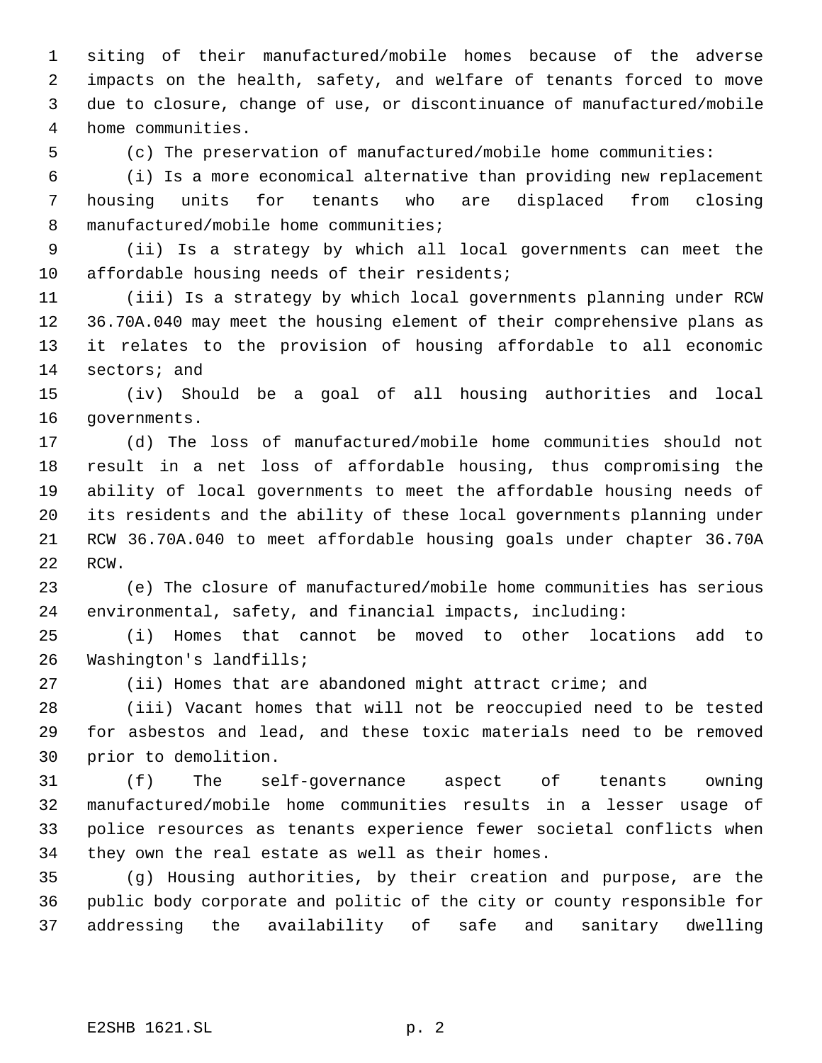siting of their manufactured/mobile homes because of the adverse impacts on the health, safety, and welfare of tenants forced to move due to closure, change of use, or discontinuance of manufactured/mobile home communities.

(c) The preservation of manufactured/mobile home communities:

(i) Is a more economical alternative than providing new replacement housing units for tenants who are displaced from closing manufactured/mobile home communities;

(ii) Is a strategy by which all local governments can meet the affordable housing needs of their residents;

(iii) Is a strategy by which local governments planning under RCW 36.70A.040 may meet the housing element of their comprehensive plans as it relates to the provision of housing affordable to all economic sectors; and

(iv) Should be a goal of all housing authorities and local governments.

(d) The loss of manufactured/mobile home communities should not result in a net loss of affordable housing, thus compromising the ability of local governments to meet the affordable housing needs of its residents and the ability of these local governments planning under RCW 36.70A.040 to meet affordable housing goals under chapter 36.70A RCW.

(e) The closure of manufactured/mobile home communities has serious environmental, safety, and financial impacts, including:

(i) Homes that cannot be moved to other locations add to Washington's landfills;

(ii) Homes that are abandoned might attract crime; and

(iii) Vacant homes that will not be reoccupied need to be tested for asbestos and lead, and these toxic materials need to be removed prior to demolition.

(f) The self-governance aspect of tenants owning manufactured/mobile home communities results in a lesser usage of police resources as tenants experience fewer societal conflicts when they own the real estate as well as their homes.

(g) Housing authorities, by their creation and purpose, are the public body corporate and politic of the city or county responsible for addressing the availability of safe and sanitary dwelling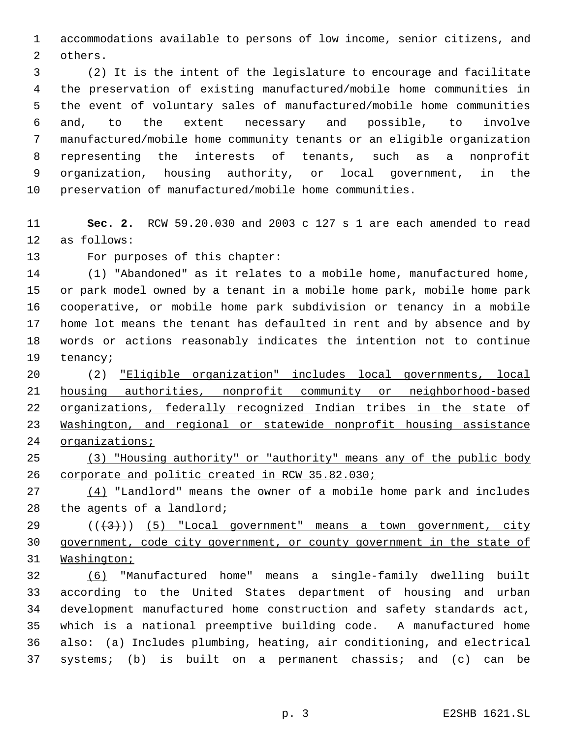accommodations available to persons of low income, senior citizens, and others.

(2) It is the intent of the legislature to encourage and facilitate the preservation of existing manufactured/mobile home communities in the event of voluntary sales of manufactured/mobile home communities and, to the extent necessary and possible, to involve manufactured/mobile home community tenants or an eligible organization representing the interests of tenants, such as a nonprofit organization, housing authority, or local government, in the preservation of manufactured/mobile home communities.

**Sec. 2.** RCW 59.20.030 and 2003 c 127 s 1 are each amended to read as follows:

For purposes of this chapter:

(1) "Abandoned" as it relates to a mobile home, manufactured home, or park model owned by a tenant in a mobile home park, mobile home park cooperative, or mobile home park subdivision or tenancy in a mobile home lot means the tenant has defaulted in rent and by absence and by words or actions reasonably indicates the intention not to continue tenancy;

(2) <u>"Eligible organization" includes local governments, local housing authorities, nonprofit community or neighborhood-based organizations, federally recognized Indian tribes in the state of Washington, and regional or statewide nonprofit housing assistance organizations;</u>

<u>(3) "Housing authority" or "authority" means any of the public body corporate and politic created in RCW 35.82.030;</u>

<u>(4)</u> "Landlord" means the owner of a mobile home park and includes the agents of a landlord;

((~~(3)~~)) <u>(5) "Local government" means a town government, city government, code city government, or county government in the state of Washington;</u>

<u>(6)</u> "Manufactured home" means a single-family dwelling built according to the United States department of housing and urban development manufactured home construction and safety standards act, which is a national preemptive building code. A manufactured home also: (a) Includes plumbing, heating, air conditioning, and electrical systems; (b) is built on a permanent chassis; and (c) can be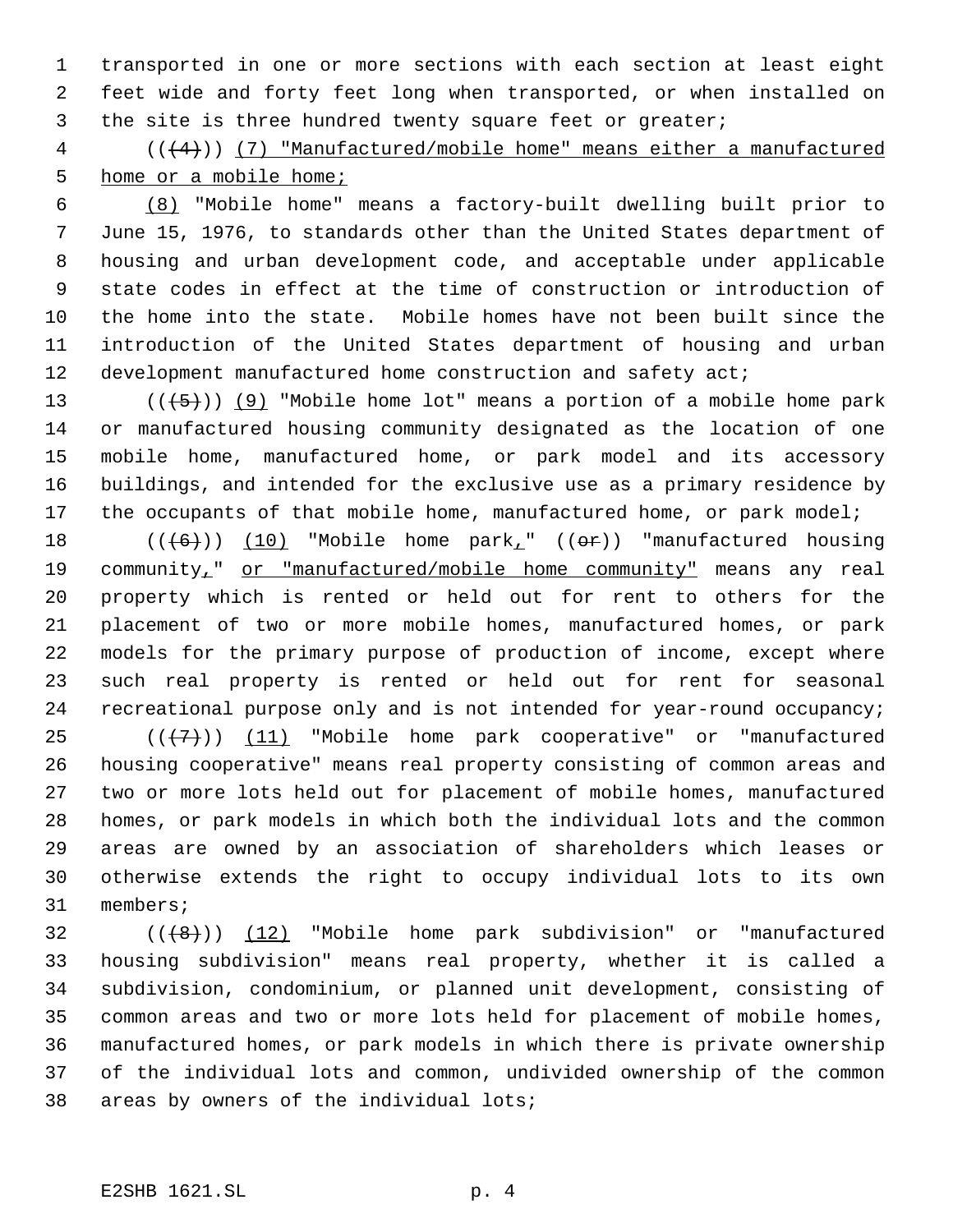transported in one or more sections with each section at least eight feet wide and forty feet long when transported, or when installed on the site is three hundred twenty square feet or greater;

(((4))) (7) "Manufactured/mobile home" means either a manufactured home or a mobile home;

(8) "Mobile home" means a factory-built dwelling built prior to June 15, 1976, to standards other than the United States department of housing and urban development code, and acceptable under applicable state codes in effect at the time of construction or introduction of the home into the state. Mobile homes have not been built since the introduction of the United States department of housing and urban development manufactured home construction and safety act;

(((5))) (9) "Mobile home lot" means a portion of a mobile home park or manufactured housing community designated as the location of one mobile home, manufactured home, or park model and its accessory buildings, and intended for the exclusive use as a primary residence by the occupants of that mobile home, manufactured home, or park model;

(((6))) (10) "Mobile home park," ((or)) "manufactured housing community," or "manufactured/mobile home community" means any real property which is rented or held out for rent to others for the placement of two or more mobile homes, manufactured homes, or park models for the primary purpose of production of income, except where such real property is rented or held out for rent for seasonal recreational purpose only and is not intended for year-round occupancy;

(((7))) (11) "Mobile home park cooperative" or "manufactured housing cooperative" means real property consisting of common areas and two or more lots held out for placement of mobile homes, manufactured homes, or park models in which both the individual lots and the common areas are owned by an association of shareholders which leases or otherwise extends the right to occupy individual lots to its own members;

(((8))) (12) "Mobile home park subdivision" or "manufactured housing subdivision" means real property, whether it is called a subdivision, condominium, or planned unit development, consisting of common areas and two or more lots held for placement of mobile homes, manufactured homes, or park models in which there is private ownership of the individual lots and common, undivided ownership of the common areas by owners of the individual lots;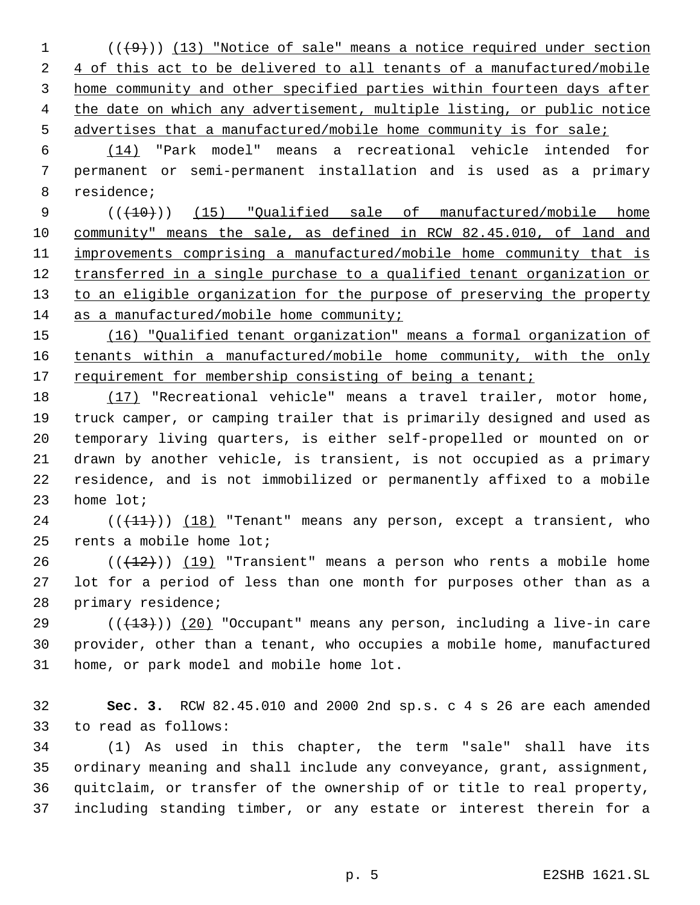(((9))) (13) "Notice of sale" means a notice required under section 4 of this act to be delivered to all tenants of a manufactured/mobile home community and other specified parties within fourteen days after the date on which any advertisement, multiple listing, or public notice advertises that a manufactured/mobile home community is for sale;

(14) "Park model" means a recreational vehicle intended for permanent or semi-permanent installation and is used as a primary residence;

(((10))) (15) "Qualified sale of manufactured/mobile home community" means the sale, as defined in RCW 82.45.010, of land and improvements comprising a manufactured/mobile home community that is transferred in a single purchase to a qualified tenant organization or to an eligible organization for the purpose of preserving the property as a manufactured/mobile home community;

(16) "Qualified tenant organization" means a formal organization of tenants within a manufactured/mobile home community, with the only requirement for membership consisting of being a tenant;

(17) "Recreational vehicle" means a travel trailer, motor home, truck camper, or camping trailer that is primarily designed and used as temporary living quarters, is either self-propelled or mounted on or drawn by another vehicle, is transient, is not occupied as a primary residence, and is not immobilized or permanently affixed to a mobile home lot;

(((11))) (18) "Tenant" means any person, except a transient, who rents a mobile home lot;

(((12))) (19) "Transient" means a person who rents a mobile home lot for a period of less than one month for purposes other than as a primary residence;

(((13))) (20) "Occupant" means any person, including a live-in care provider, other than a tenant, who occupies a mobile home, manufactured home, or park model and mobile home lot.

**Sec. 3.** RCW 82.45.010 and 2000 2nd sp.s. c 4 s 26 are each amended to read as follows:

(1) As used in this chapter, the term "sale" shall have its ordinary meaning and shall include any conveyance, grant, assignment, quitclaim, or transfer of the ownership of or title to real property, including standing timber, or any estate or interest therein for a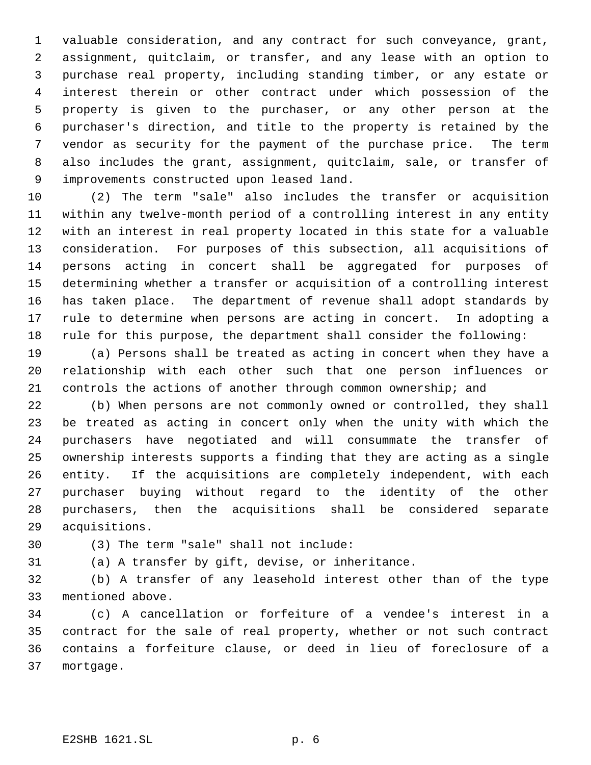valuable consideration, and any contract for such conveyance, grant, assignment, quitclaim, or transfer, and any lease with an option to purchase real property, including standing timber, or any estate or interest therein or other contract under which possession of the property is given to the purchaser, or any other person at the purchaser's direction, and title to the property is retained by the vendor as security for the payment of the purchase price. The term also includes the grant, assignment, quitclaim, sale, or transfer of improvements constructed upon leased land.

(2) The term "sale" also includes the transfer or acquisition within any twelve-month period of a controlling interest in any entity with an interest in real property located in this state for a valuable consideration. For purposes of this subsection, all acquisitions of persons acting in concert shall be aggregated for purposes of determining whether a transfer or acquisition of a controlling interest has taken place. The department of revenue shall adopt standards by rule to determine when persons are acting in concert. In adopting a rule for this purpose, the department shall consider the following:

(a) Persons shall be treated as acting in concert when they have a relationship with each other such that one person influences or controls the actions of another through common ownership; and

(b) When persons are not commonly owned or controlled, they shall be treated as acting in concert only when the unity with which the purchasers have negotiated and will consummate the transfer of ownership interests supports a finding that they are acting as a single entity. If the acquisitions are completely independent, with each purchaser buying without regard to the identity of the other purchasers, then the acquisitions shall be considered separate acquisitions.

(3) The term "sale" shall not include:

(a) A transfer by gift, devise, or inheritance.

(b) A transfer of any leasehold interest other than of the type mentioned above.

(c) A cancellation or forfeiture of a vendee's interest in a contract for the sale of real property, whether or not such contract contains a forfeiture clause, or deed in lieu of foreclosure of a mortgage.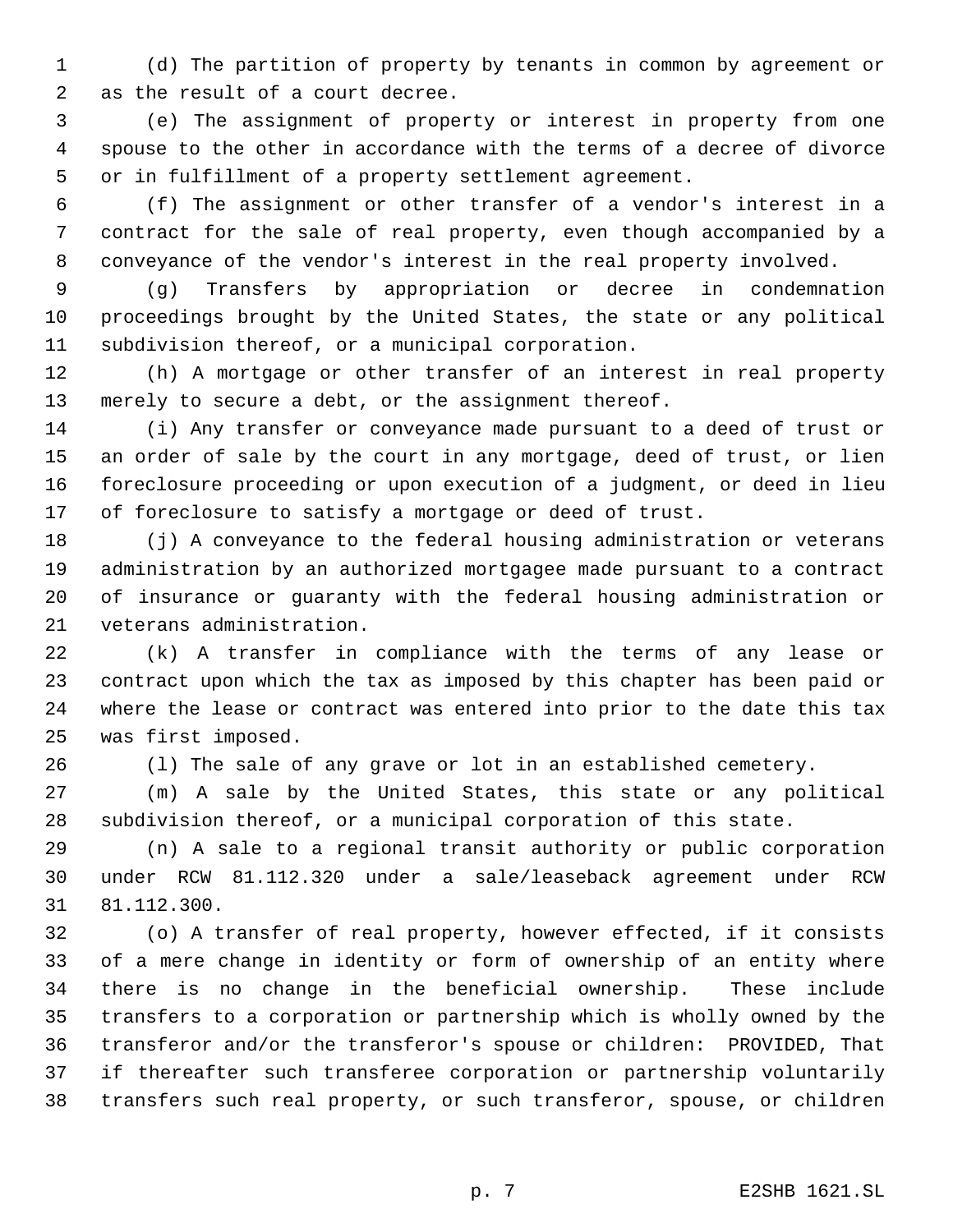(d) The partition of property by tenants in common by agreement or as the result of a court decree.

(e) The assignment of property or interest in property from one spouse to the other in accordance with the terms of a decree of divorce or in fulfillment of a property settlement agreement.

(f) The assignment or other transfer of a vendor's interest in a contract for the sale of real property, even though accompanied by a conveyance of the vendor's interest in the real property involved.

(g) Transfers by appropriation or decree in condemnation proceedings brought by the United States, the state or any political subdivision thereof, or a municipal corporation.

(h) A mortgage or other transfer of an interest in real property merely to secure a debt, or the assignment thereof.

(i) Any transfer or conveyance made pursuant to a deed of trust or an order of sale by the court in any mortgage, deed of trust, or lien foreclosure proceeding or upon execution of a judgment, or deed in lieu of foreclosure to satisfy a mortgage or deed of trust.

(j) A conveyance to the federal housing administration or veterans administration by an authorized mortgagee made pursuant to a contract of insurance or guaranty with the federal housing administration or veterans administration.

(k) A transfer in compliance with the terms of any lease or contract upon which the tax as imposed by this chapter has been paid or where the lease or contract was entered into prior to the date this tax was first imposed.

(l) The sale of any grave or lot in an established cemetery.

(m) A sale by the United States, this state or any political subdivision thereof, or a municipal corporation of this state.

(n) A sale to a regional transit authority or public corporation under RCW 81.112.320 under a sale/leaseback agreement under RCW 81.112.300.

(o) A transfer of real property, however effected, if it consists of a mere change in identity or form of ownership of an entity where there is no change in the beneficial ownership. These include transfers to a corporation or partnership which is wholly owned by the transferor and/or the transferor's spouse or children: PROVIDED, That if thereafter such transferee corporation or partnership voluntarily transfers such real property, or such transferor, spouse, or children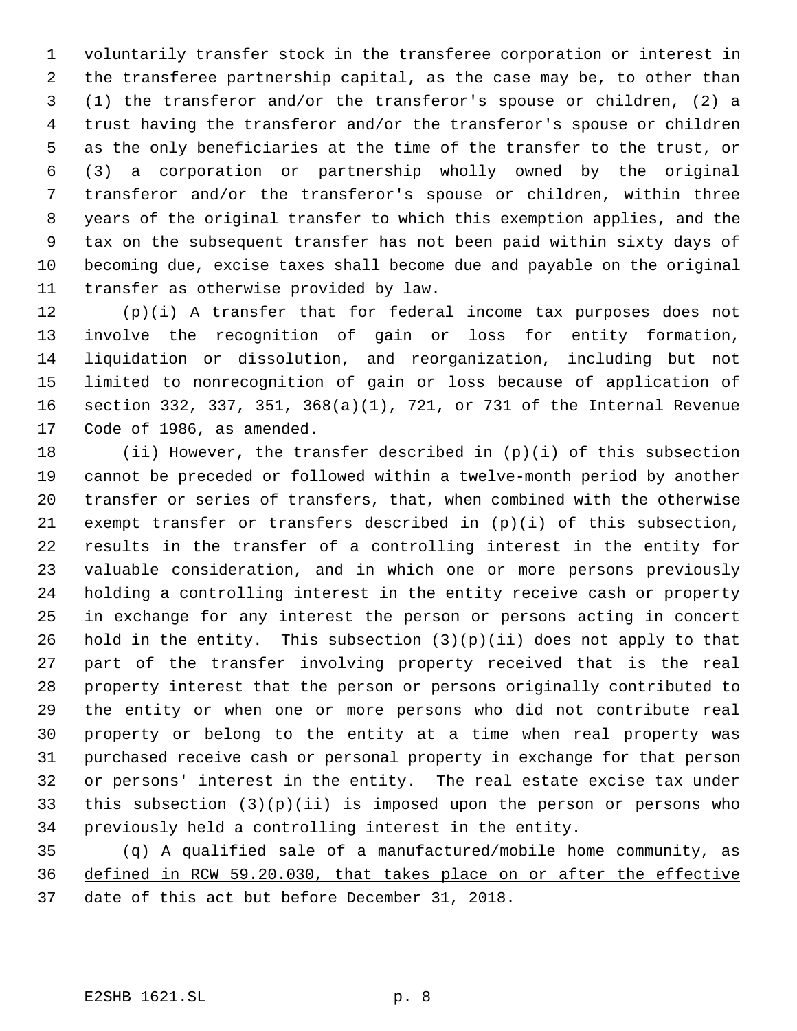voluntarily transfer stock in the transferee corporation or interest in the transferee partnership capital, as the case may be, to other than (1) the transferor and/or the transferor's spouse or children, (2) a trust having the transferor and/or the transferor's spouse or children as the only beneficiaries at the time of the transfer to the trust, or (3) a corporation or partnership wholly owned by the original transferor and/or the transferor's spouse or children, within three years of the original transfer to which this exemption applies, and the tax on the subsequent transfer has not been paid within sixty days of becoming due, excise taxes shall become due and payable on the original transfer as otherwise provided by law.

(p)(i) A transfer that for federal income tax purposes does not involve the recognition of gain or loss for entity formation, liquidation or dissolution, and reorganization, including but not limited to nonrecognition of gain or loss because of application of section 332, 337, 351, 368(a)(1), 721, or 731 of the Internal Revenue Code of 1986, as amended.

(ii) However, the transfer described in (p)(i) of this subsection cannot be preceded or followed within a twelve-month period by another transfer or series of transfers, that, when combined with the otherwise exempt transfer or transfers described in (p)(i) of this subsection, results in the transfer of a controlling interest in the entity for valuable consideration, and in which one or more persons previously holding a controlling interest in the entity receive cash or property in exchange for any interest the person or persons acting in concert hold in the entity. This subsection (3)(p)(ii) does not apply to that part of the transfer involving property received that is the real property interest that the person or persons originally contributed to the entity or when one or more persons who did not contribute real property or belong to the entity at a time when real property was purchased receive cash or personal property in exchange for that person or persons' interest in the entity. The real estate excise tax under this subsection (3)(p)(ii) is imposed upon the person or persons who previously held a controlling interest in the entity.

<u>(q) A qualified sale of a manufactured/mobile home community, as defined in RCW 59.20.030, that takes place on or after the effective date of this act but before December 31, 2018.</u>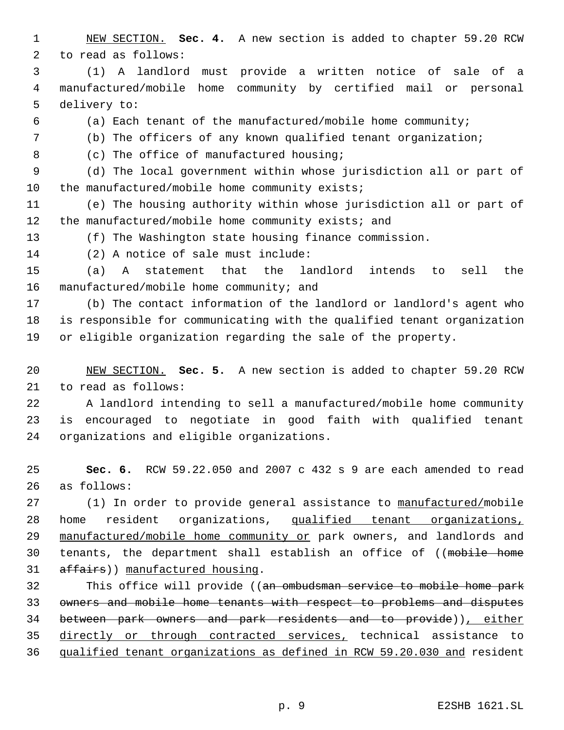NEW SECTION. **Sec. 4.** A new section is added to chapter 59.20 RCW to read as follows:

(1) A landlord must provide a written notice of sale of a manufactured/mobile home community by certified mail or personal delivery to:

(a) Each tenant of the manufactured/mobile home community;

(b) The officers of any known qualified tenant organization;

(c) The office of manufactured housing;

(d) The local government within whose jurisdiction all or part of the manufactured/mobile home community exists;

(e) The housing authority within whose jurisdiction all or part of the manufactured/mobile home community exists; and

(f) The Washington state housing finance commission.

(2) A notice of sale must include:

(a) A statement that the landlord intends to sell the manufactured/mobile home community; and

(b) The contact information of the landlord or landlord's agent who is responsible for communicating with the qualified tenant organization or eligible organization regarding the sale of the property.

NEW SECTION. **Sec. 5.** A new section is added to chapter 59.20 RCW to read as follows:

A landlord intending to sell a manufactured/mobile home community is encouraged to negotiate in good faith with qualified tenant organizations and eligible organizations.

**Sec. 6.** RCW 59.22.050 and 2007 c 432 s 9 are each amended to read as follows:

(1) In order to provide general assistance to manufactured/mobile home resident organizations, qualified tenant organizations, manufactured/mobile home community or park owners, and landlords and tenants, the department shall establish an office of ((~~mobile home affairs~~)) manufactured housing.

This office will provide ((~~an ombudsman service to mobile home park owners and mobile home tenants with respect to problems and disputes between park owners and park residents and to provide~~)), either directly or through contracted services, technical assistance to qualified tenant organizations as defined in RCW 59.20.030 and resident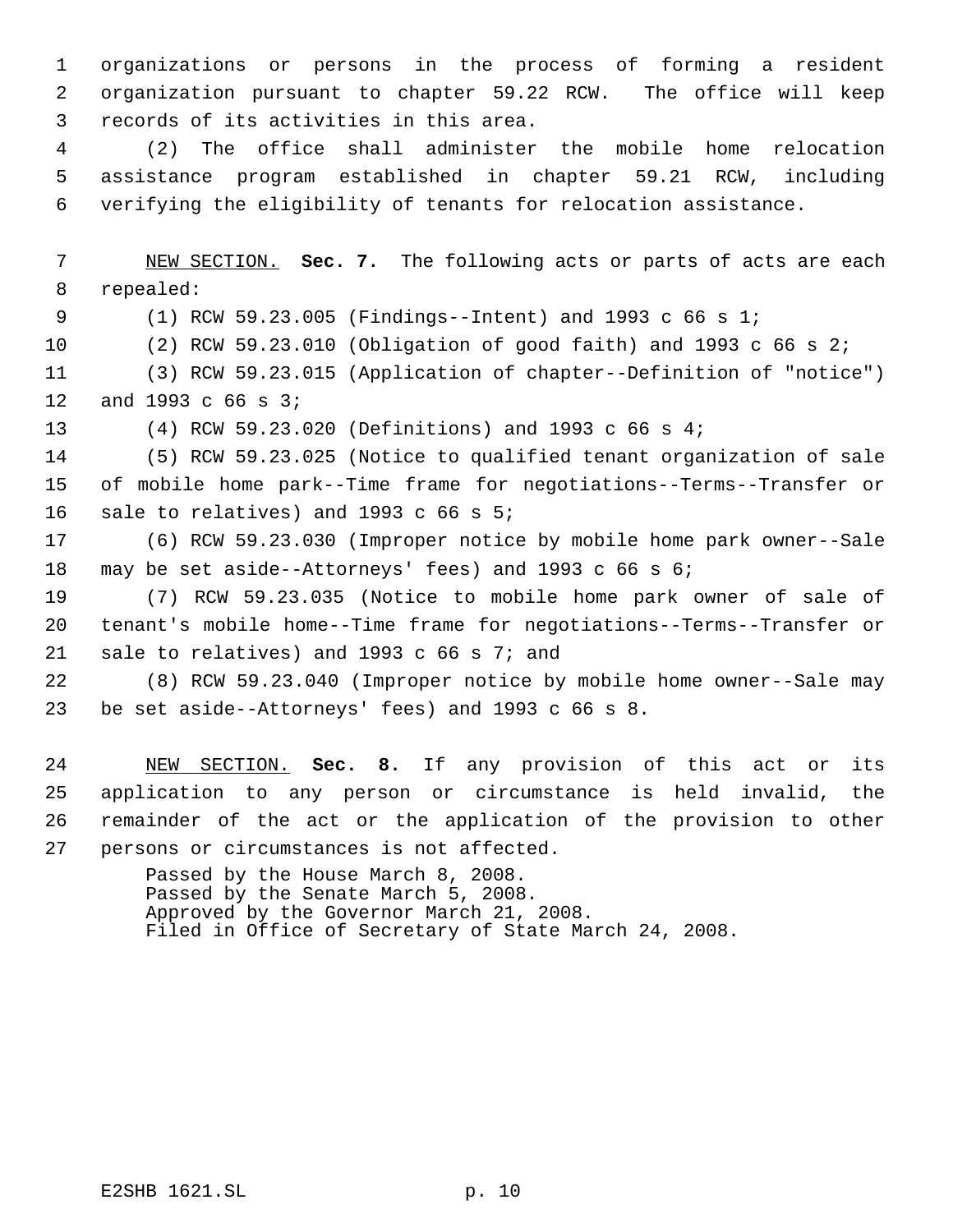organizations or persons in the process of forming a resident organization pursuant to chapter 59.22 RCW. The office will keep records of its activities in this area.

(2) The office shall administer the mobile home relocation assistance program established in chapter 59.21 RCW, including verifying the eligibility of tenants for relocation assistance.

NEW SECTION. **Sec. 7.** The following acts or parts of acts are each repealed:

(1) RCW 59.23.005 (Findings--Intent) and 1993 c 66 s 1;

(2) RCW 59.23.010 (Obligation of good faith) and 1993 c 66 s 2;

(3) RCW 59.23.015 (Application of chapter--Definition of "notice") and 1993 c 66 s 3;

(4) RCW 59.23.020 (Definitions) and 1993 c 66 s 4;

(5) RCW 59.23.025 (Notice to qualified tenant organization of sale of mobile home park--Time frame for negotiations--Terms--Transfer or sale to relatives) and 1993 c 66 s 5;

(6) RCW 59.23.030 (Improper notice by mobile home park owner--Sale may be set aside--Attorneys' fees) and 1993 c 66 s 6;

(7) RCW 59.23.035 (Notice to mobile home park owner of sale of tenant's mobile home--Time frame for negotiations--Terms--Transfer or sale to relatives) and 1993 c 66 s 7; and

(8) RCW 59.23.040 (Improper notice by mobile home owner--Sale may be set aside--Attorneys' fees) and 1993 c 66 s 8.

NEW SECTION. **Sec. 8.** If any provision of this act or its application to any person or circumstance is held invalid, the remainder of the act or the application of the provision to other persons or circumstances is not affected.

Passed by the House March 8, 2008.
Passed by the Senate March 5, 2008.
Approved by the Governor March 21, 2008.
Filed in Office of Secretary of State March 24, 2008.